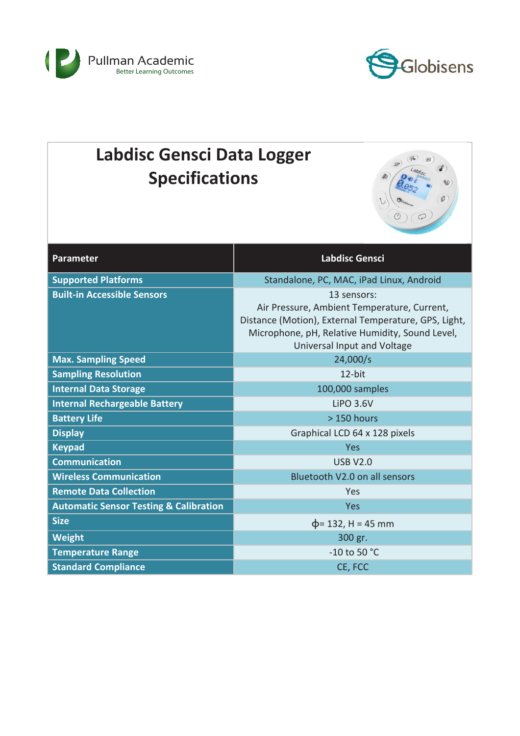Pullman Academic
Better Learning Outcomes

Globisens

# Labdisc Gensci Data Logger Specifications

| Parameter | Labdisc Gensci |
| --- | --- |
| Supported Platforms | Standalone, PC, MAC, iPad Linux, Android |
| Built-in Accessible Sensors | 13 sensors: Air Pressure, Ambient Temperature, Current, Distance (Motion), External Temperature, GPS, Light, Microphone, pH, Relative Humidity, Sound Level, Universal Input and Voltage |
| Max. Sampling Speed | 24,000/s |
| Sampling Resolution | 12-bit |
| Internal Data Storage | 100,000 samples |
| Internal Rechargeable Battery | LiPO 3.6V |
| Battery Life | > 150 hours |
| Display | Graphical LCD 64 x 128 pixels |
| Keypad | Yes |
| Communication | USB V2.0 |
| Wireless Communication | Bluetooth V2.0 on all sensors |
| Remote Data Collection | Yes |
| Automatic Sensor Testing & Calibration | Yes |
| Size | ɸ= 132, H = 45 mm |
| Weight | 300 gr. |
| Temperature Range | -10 to 50 °C |
| Standard Compliance | CE, FCC |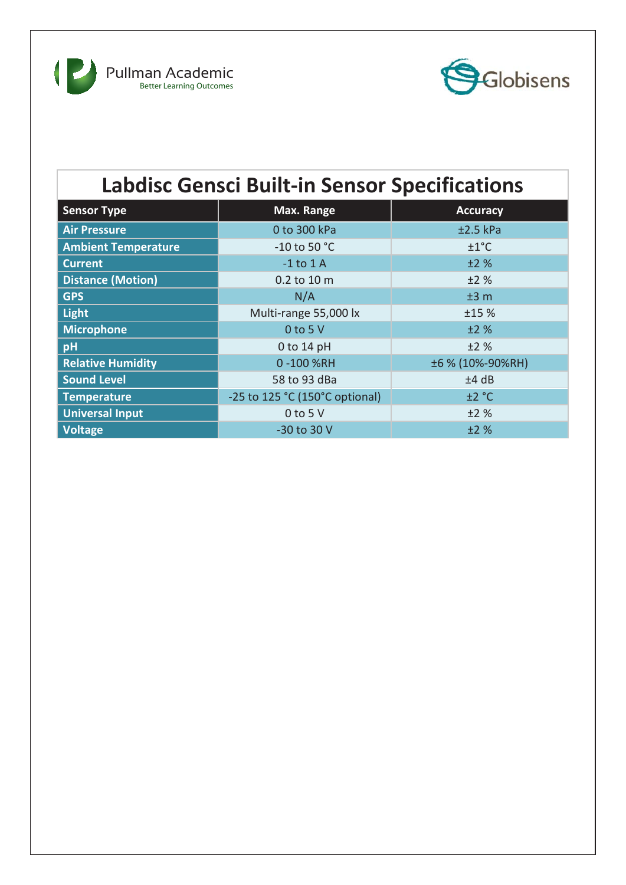# Labdisc Gensci Built-in Sensor Specifications

| Sensor Type | Max. Range | Accuracy |
|---|---|---|
| **Air Pressure** | 0 to 300 kPa | ±2.5 kPa |
| **Ambient Temperature** | -10 to 50 °C | ±1°C |
| **Current** | -1 to 1 A | ±2 % |
| **Distance (Motion)** | 0.2 to 10 m | ±2 % |
| **GPS** | N/A | ±3 m |
| **Light** | Multi-range 55,000 lx | ±15 % |
| **Microphone** | 0 to 5 V | ±2 % |
| **pH** | 0 to 14 pH | ±2 % |
| **Relative Humidity** | 0 -100 %RH | ±6 % (10%-90%RH) |
| **Sound Level** | 58 to 93 dBa | ±4 dB |
| **Temperature** | -25 to 125 °C (150°C optional) | ±2 °C |
| **Universal Input** | 0 to 5 V | ±2 % |
| **Voltage** | -30 to 30 V | ±2 % |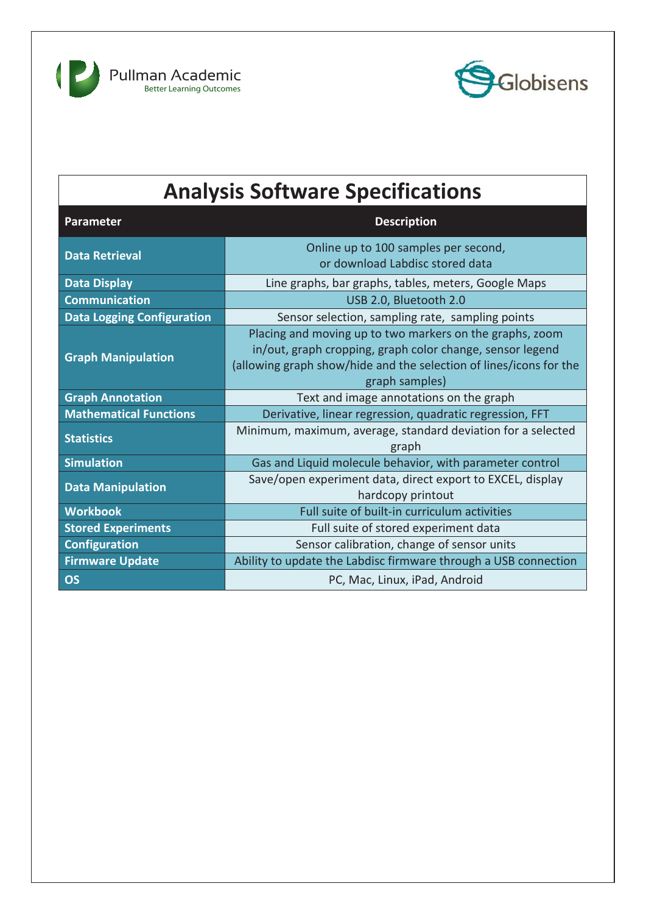Pullman Academic
Better Learning Outcomes

Globisens

# Analysis Software Specifications

| Parameter | Description |
|---|---|
| **Data Retrieval** | Online up to 100 samples per second, or download Labdisc stored data |
| **Data Display** | Line graphs, bar graphs, tables, meters, Google Maps |
| **Communication** | USB 2.0, Bluetooth 2.0 |
| **Data Logging Configuration** | Sensor selection, sampling rate, sampling points |
| **Graph Manipulation** | Placing and moving up to two markers on the graphs, zoom in/out, graph cropping, graph color change, sensor legend (allowing graph show/hide and the selection of lines/icons for the graph samples) |
| **Graph Annotation** | Text and image annotations on the graph |
| **Mathematical Functions** | Derivative, linear regression, quadratic regression, FFT |
| **Statistics** | Minimum, maximum, average, standard deviation for a selected graph |
| **Simulation** | Gas and Liquid molecule behavior, with parameter control |
| **Data Manipulation** | Save/open experiment data, direct export to EXCEL, display hardcopy printout |
| **Workbook** | Full suite of built-in curriculum activities |
| **Stored Experiments** | Full suite of stored experiment data |
| **Configuration** | Sensor calibration, change of sensor units |
| **Firmware Update** | Ability to update the Labdisc firmware through a USB connection |
| **OS** | PC, Mac, Linux, iPad, Android |